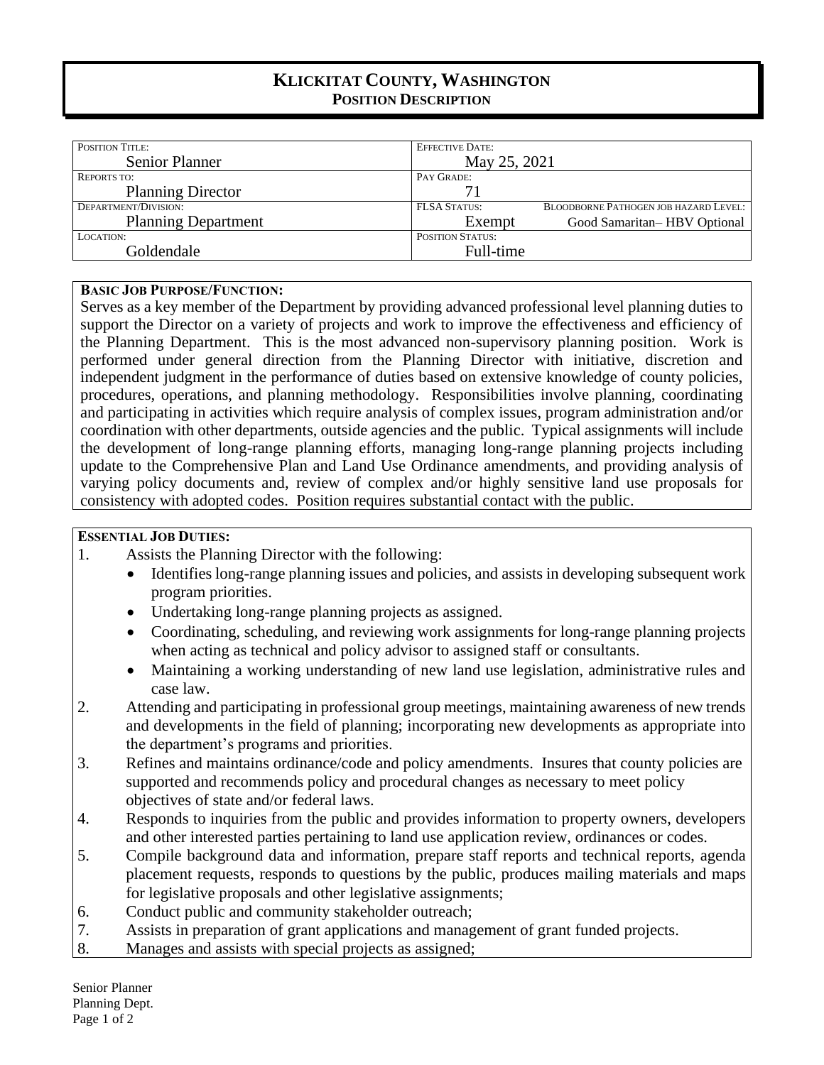# KLICKITAT COUNTY, WASHINGTON
## POSITION DESCRIPTION

| POSITION TITLE: | EFFECTIVE DATE: | |
|---|---|---|
| Senior Planner | May 25, 2021 | |
| REPORTS TO: | PAY GRADE: | |
| Planning Director | 71 | |
| DEPARTMENT/DIVISION: | FLSA STATUS: | BLOODBORNE PATHOGEN JOB HAZARD LEVEL: |
| Planning Department | Exempt | Good Samaritan– HBV Optional |
| LOCATION: | POSITION STATUS: | |
| Goldendale | Full-time | |

**BASIC JOB PURPOSE/FUNCTION:**

Serves as a key member of the Department by providing advanced professional level planning duties to support the Director on a variety of projects and work to improve the effectiveness and efficiency of the Planning Department. This is the most advanced non-supervisory planning position. Work is performed under general direction from the Planning Director with initiative, discretion and independent judgment in the performance of duties based on extensive knowledge of county policies, procedures, operations, and planning methodology. Responsibilities involve planning, coordinating and participating in activities which require analysis of complex issues, program administration and/or coordination with other departments, outside agencies and the public. Typical assignments will include the development of long-range planning efforts, managing long-range planning projects including update to the Comprehensive Plan and Land Use Ordinance amendments, and providing analysis of varying policy documents and, review of complex and/or highly sensitive land use proposals for consistency with adopted codes. Position requires substantial contact with the public.

**ESSENTIAL JOB DUTIES:**

1. Assists the Planning Director with the following:
   - Identifies long-range planning issues and policies, and assists in developing subsequent work program priorities.
   - Undertaking long-range planning projects as assigned.
   - Coordinating, scheduling, and reviewing work assignments for long-range planning projects when acting as technical and policy advisor to assigned staff or consultants.
   - Maintaining a working understanding of new land use legislation, administrative rules and case law.
2. Attending and participating in professional group meetings, maintaining awareness of new trends and developments in the field of planning; incorporating new developments as appropriate into the department's programs and priorities.
3. Refines and maintains ordinance/code and policy amendments. Insures that county policies are supported and recommends policy and procedural changes as necessary to meet policy objectives of state and/or federal laws.
4. Responds to inquiries from the public and provides information to property owners, developers and other interested parties pertaining to land use application review, ordinances or codes.
5. Compile background data and information, prepare staff reports and technical reports, agenda placement requests, responds to questions by the public, produces mailing materials and maps for legislative proposals and other legislative assignments;
6. Conduct public and community stakeholder outreach;
7. Assists in preparation of grant applications and management of grant funded projects.
8. Manages and assists with special projects as assigned;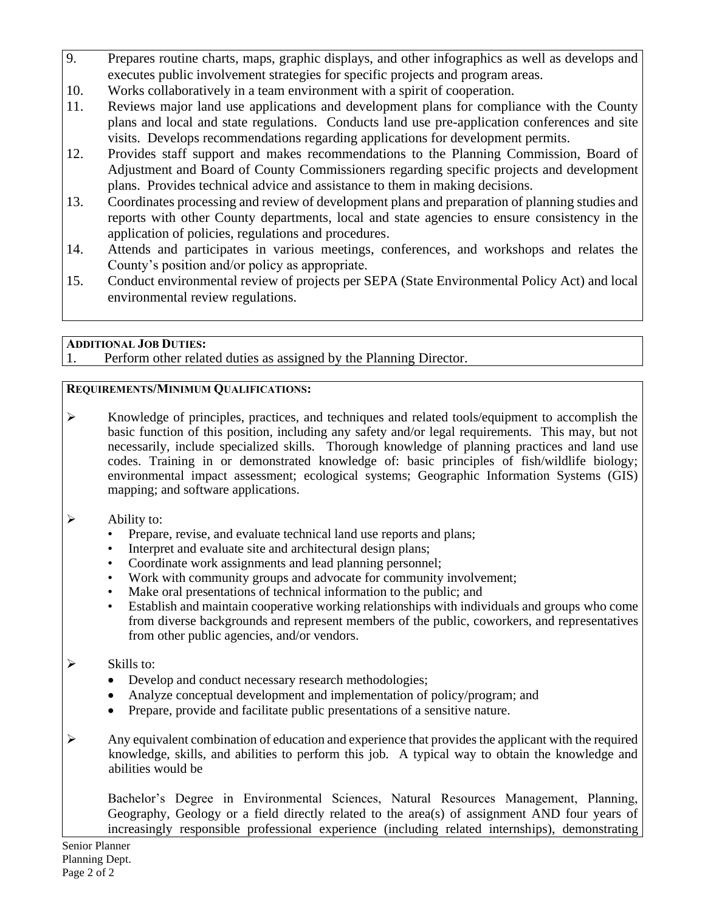9. Prepares routine charts, maps, graphic displays, and other infographics as well as develops and executes public involvement strategies for specific projects and program areas.
10. Works collaboratively in a team environment with a spirit of cooperation.
11. Reviews major land use applications and development plans for compliance with the County plans and local and state regulations. Conducts land use pre-application conferences and site visits. Develops recommendations regarding applications for development permits.
12. Provides staff support and makes recommendations to the Planning Commission, Board of Adjustment and Board of County Commissioners regarding specific projects and development plans. Provides technical advice and assistance to them in making decisions.
13. Coordinates processing and review of development plans and preparation of planning studies and reports with other County departments, local and state agencies to ensure consistency in the application of policies, regulations and procedures.
14. Attends and participates in various meetings, conferences, and workshops and relates the County's position and/or policy as appropriate.
15. Conduct environmental review of projects per SEPA (State Environmental Policy Act) and local environmental review regulations.

**ADDITIONAL JOB DUTIES:**

1. Perform other related duties as assigned by the Planning Director.

**REQUIREMENTS/MINIMUM QUALIFICATIONS:**

- Knowledge of principles, practices, and techniques and related tools/equipment to accomplish the basic function of this position, including any safety and/or legal requirements. This may, but not necessarily, include specialized skills. Thorough knowledge of planning practices and land use codes. Training in or demonstrated knowledge of: basic principles of fish/wildlife biology; environmental impact assessment; ecological systems; Geographic Information Systems (GIS) mapping; and software applications.

- Ability to:
  - Prepare, revise, and evaluate technical land use reports and plans;
  - Interpret and evaluate site and architectural design plans;
  - Coordinate work assignments and lead planning personnel;
  - Work with community groups and advocate for community involvement;
  - Make oral presentations of technical information to the public; and
  - Establish and maintain cooperative working relationships with individuals and groups who come from diverse backgrounds and represent members of the public, coworkers, and representatives from other public agencies, and/or vendors.

- Skills to:
  - Develop and conduct necessary research methodologies;
  - Analyze conceptual development and implementation of policy/program; and
  - Prepare, provide and facilitate public presentations of a sensitive nature.

- Any equivalent combination of education and experience that provides the applicant with the required knowledge, skills, and abilities to perform this job. A typical way to obtain the knowledge and abilities would be

  Bachelor's Degree in Environmental Sciences, Natural Resources Management, Planning, Geography, Geology or a field directly related to the area(s) of assignment AND four years of increasingly responsible professional experience (including related internships), demonstrating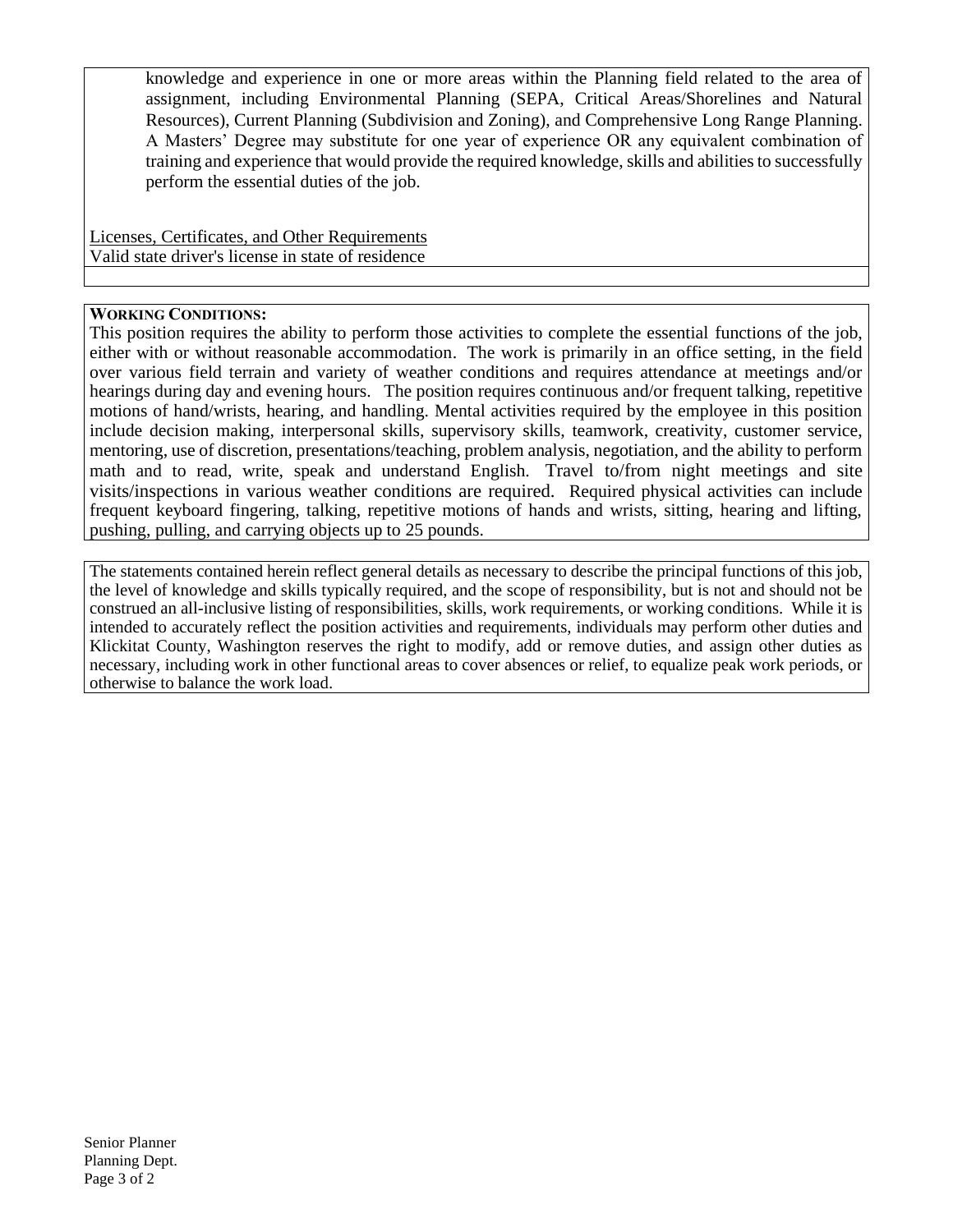knowledge and experience in one or more areas within the Planning field related to the area of assignment, including Environmental Planning (SEPA, Critical Areas/Shorelines and Natural Resources), Current Planning (Subdivision and Zoning), and Comprehensive Long Range Planning. A Masters' Degree may substitute for one year of experience OR any equivalent combination of training and experience that would provide the required knowledge, skills and abilities to successfully perform the essential duties of the job.

Licenses, Certificates, and Other Requirements

Valid state driver's license in state of residence

**WORKING CONDITIONS:**

This position requires the ability to perform those activities to complete the essential functions of the job, either with or without reasonable accommodation. The work is primarily in an office setting, in the field over various field terrain and variety of weather conditions and requires attendance at meetings and/or hearings during day and evening hours. The position requires continuous and/or frequent talking, repetitive motions of hand/wrists, hearing, and handling. Mental activities required by the employee in this position include decision making, interpersonal skills, supervisory skills, teamwork, creativity, customer service, mentoring, use of discretion, presentations/teaching, problem analysis, negotiation, and the ability to perform math and to read, write, speak and understand English. Travel to/from night meetings and site visits/inspections in various weather conditions are required. Required physical activities can include frequent keyboard fingering, talking, repetitive motions of hands and wrists, sitting, hearing and lifting, pushing, pulling, and carrying objects up to 25 pounds.

The statements contained herein reflect general details as necessary to describe the principal functions of this job, the level of knowledge and skills typically required, and the scope of responsibility, but is not and should not be construed an all-inclusive listing of responsibilities, skills, work requirements, or working conditions. While it is intended to accurately reflect the position activities and requirements, individuals may perform other duties and Klickitat County, Washington reserves the right to modify, add or remove duties, and assign other duties as necessary, including work in other functional areas to cover absences or relief, to equalize peak work periods, or otherwise to balance the work load.